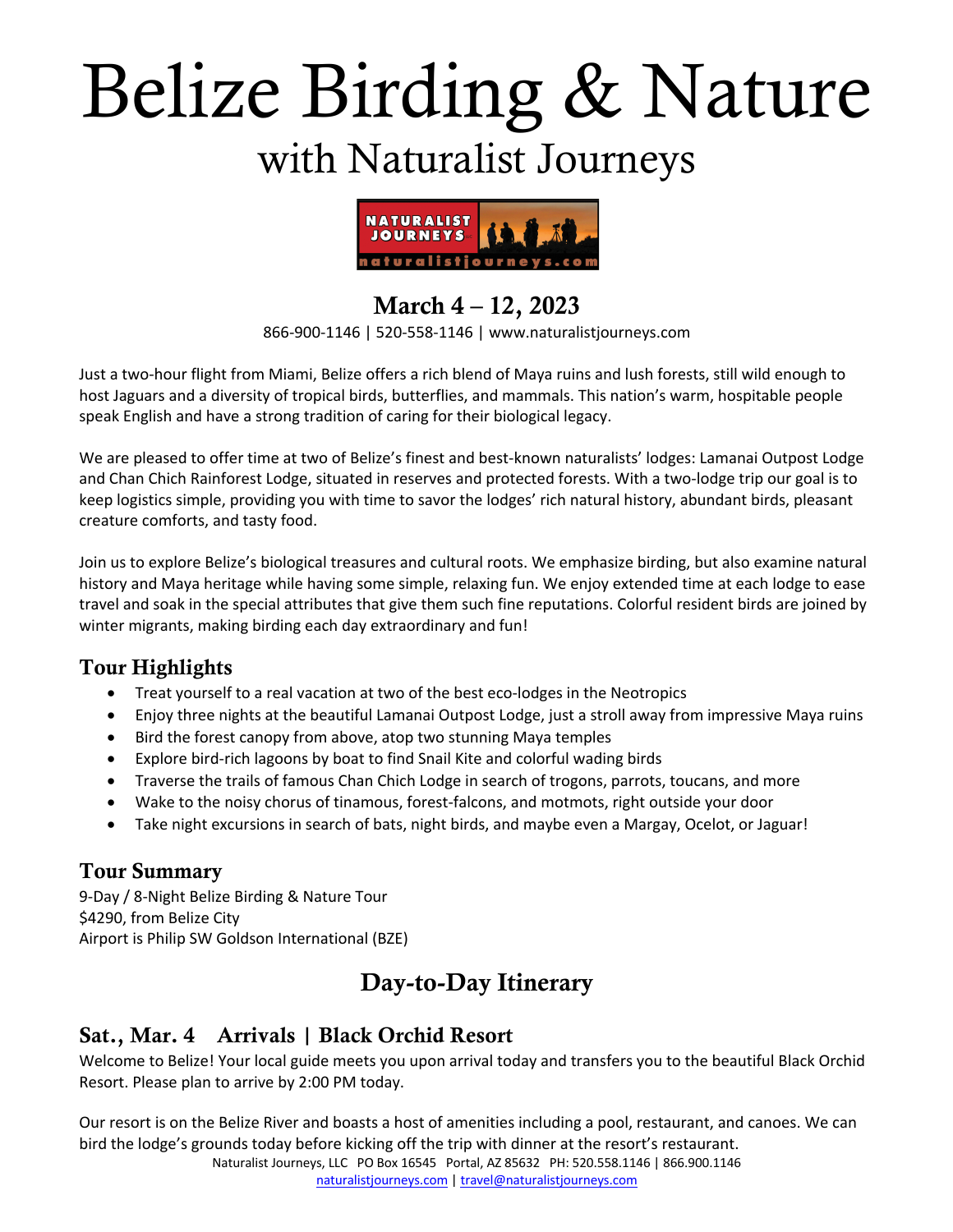# Belize Birding & Nature

## with Naturalist Journeys

### March 4 – 12, 2023

866-900-1146 | 520-558-1146 | www.naturalistjourneys.com

Just a two-hour flight from Miami, Belize offers a rich blend of Maya ruins and lush forests, still wild enough to host Jaguars and a diversity of tropical birds, butterflies, and mammals. This nation's warm, hospitable people speak English and have a strong tradition of caring for their biological legacy.

We are pleased to offer time at two of Belize's finest and best-known naturalists' lodges: Lamanai Outpost Lodge and Chan Chich Rainforest Lodge, situated in reserves and protected forests. With a two-lodge trip our goal is to keep logistics simple, providing you with time to savor the lodges' rich natural history, abundant birds, pleasant creature comforts, and tasty food.

Join us to explore Belize's biological treasures and cultural roots. We emphasize birding, but also examine natural history and Maya heritage while having some simple, relaxing fun. We enjoy extended time at each lodge to ease travel and soak in the special attributes that give them such fine reputations. Colorful resident birds are joined by winter migrants, making birding each day extraordinary and fun!

## Tour Highlights

- Treat yourself to a real vacation at two of the best eco-lodges in the Neotropics
- Enjoy three nights at the beautiful Lamanai Outpost Lodge, just a stroll away from impressive Maya ruins
- Bird the forest canopy from above, atop two stunning Maya temples
- Explore bird-rich lagoons by boat to find Snail Kite and colorful wading birds
- Traverse the trails of famous Chan Chich Lodge in search of trogons, parrots, toucans, and more
- Wake to the noisy chorus of tinamous, forest-falcons, and motmots, right outside your door
- Take night excursions in search of bats, night birds, and maybe even a Margay, Ocelot, or Jaguar!

## Tour Summary

9-Day / 8-Night Belize Birding & Nature Tour
$4290, from Belize City
Airport is Philip SW Goldson International (BZE)

## Day-to-Day Itinerary

### Sat., Mar. 4 Arrivals | Black Orchid Resort

Welcome to Belize! Your local guide meets you upon arrival today and transfers you to the beautiful Black Orchid Resort. Please plan to arrive by 2:00 PM today.

Our resort is on the Belize River and boasts a host of amenities including a pool, restaurant, and canoes. We can bird the lodge's grounds today before kicking off the trip with dinner at the resort's restaurant.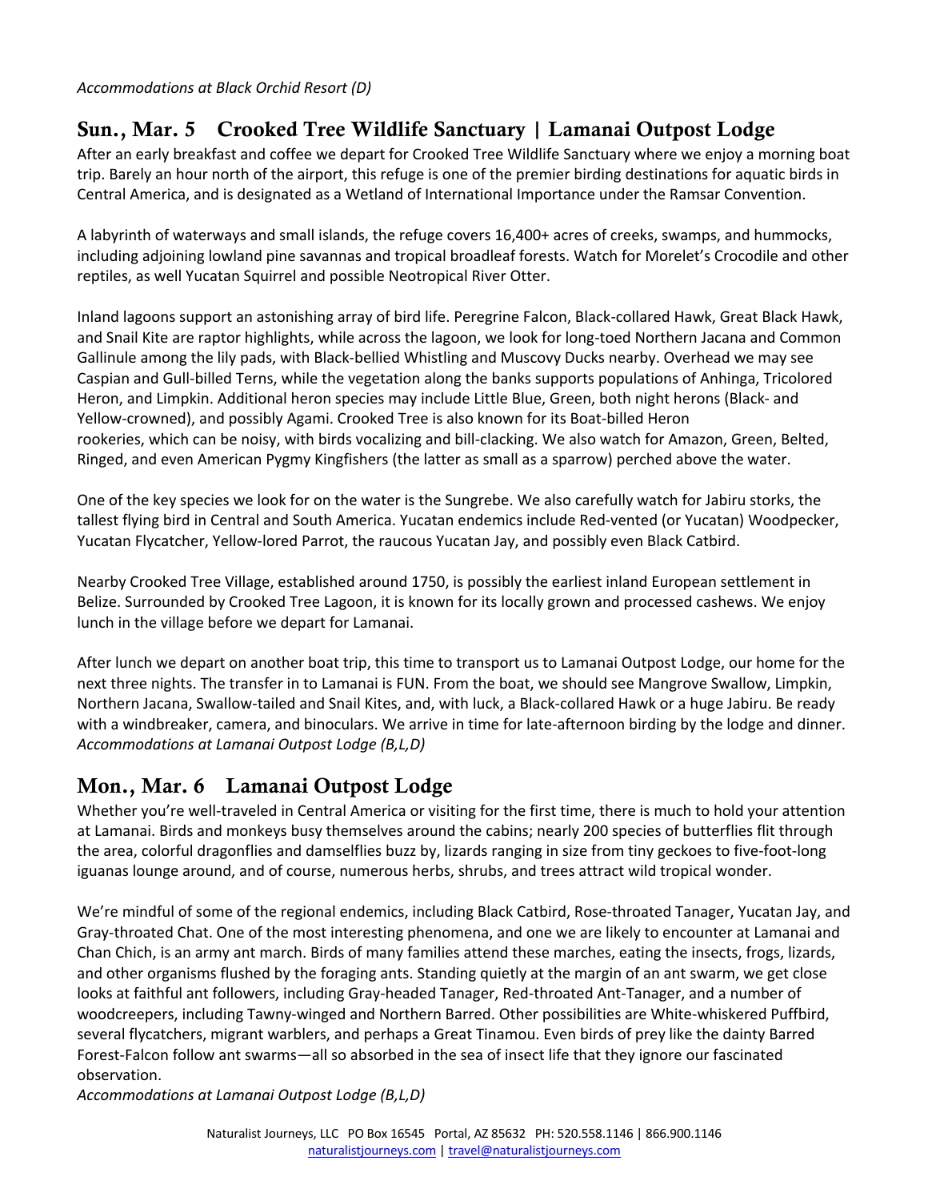*Accommodations at Black Orchid Resort (D)*

## Sun., Mar. 5 Crooked Tree Wildlife Sanctuary | Lamanai Outpost Lodge

After an early breakfast and coffee we depart for Crooked Tree Wildlife Sanctuary where we enjoy a morning boat trip. Barely an hour north of the airport, this refuge is one of the premier birding destinations for aquatic birds in Central America, and is designated as a Wetland of International Importance under the Ramsar Convention.

A labyrinth of waterways and small islands, the refuge covers 16,400+ acres of creeks, swamps, and hummocks, including adjoining lowland pine savannas and tropical broadleaf forests. Watch for Morelet's Crocodile and other reptiles, as well Yucatan Squirrel and possible Neotropical River Otter.

Inland lagoons support an astonishing array of bird life. Peregrine Falcon, Black-collared Hawk, Great Black Hawk, and Snail Kite are raptor highlights, while across the lagoon, we look for long-toed Northern Jacana and Common Gallinule among the lily pads, with Black-bellied Whistling and Muscovy Ducks nearby. Overhead we may see Caspian and Gull-billed Terns, while the vegetation along the banks supports populations of Anhinga, Tricolored Heron, and Limpkin. Additional heron species may include Little Blue, Green, both night herons (Black- and Yellow-crowned), and possibly Agami. Crooked Tree is also known for its Boat-billed Heron rookeries, which can be noisy, with birds vocalizing and bill-clacking. We also watch for Amazon, Green, Belted, Ringed, and even American Pygmy Kingfishers (the latter as small as a sparrow) perched above the water.

One of the key species we look for on the water is the Sungrebe. We also carefully watch for Jabiru storks, the tallest flying bird in Central and South America. Yucatan endemics include Red-vented (or Yucatan) Woodpecker, Yucatan Flycatcher, Yellow-lored Parrot, the raucous Yucatan Jay, and possibly even Black Catbird.

Nearby Crooked Tree Village, established around 1750, is possibly the earliest inland European settlement in Belize. Surrounded by Crooked Tree Lagoon, it is known for its locally grown and processed cashews. We enjoy lunch in the village before we depart for Lamanai.

After lunch we depart on another boat trip, this time to transport us to Lamanai Outpost Lodge, our home for the next three nights. The transfer in to Lamanai is FUN. From the boat, we should see Mangrove Swallow, Limpkin, Northern Jacana, Swallow-tailed and Snail Kites, and, with luck, a Black-collared Hawk or a huge Jabiru. Be ready with a windbreaker, camera, and binoculars. We arrive in time for late-afternoon birding by the lodge and dinner.
*Accommodations at Lamanai Outpost Lodge (B,L,D)*

## Mon., Mar. 6 Lamanai Outpost Lodge

Whether you're well-traveled in Central America or visiting for the first time, there is much to hold your attention at Lamanai. Birds and monkeys busy themselves around the cabins; nearly 200 species of butterflies flit through the area, colorful dragonflies and damselflies buzz by, lizards ranging in size from tiny geckoes to five-foot-long iguanas lounge around, and of course, numerous herbs, shrubs, and trees attract wild tropical wonder.

We're mindful of some of the regional endemics, including Black Catbird, Rose-throated Tanager, Yucatan Jay, and Gray-throated Chat. One of the most interesting phenomena, and one we are likely to encounter at Lamanai and Chan Chich, is an army ant march. Birds of many families attend these marches, eating the insects, frogs, lizards, and other organisms flushed by the foraging ants. Standing quietly at the margin of an ant swarm, we get close looks at faithful ant followers, including Gray-headed Tanager, Red-throated Ant-Tanager, and a number of woodcreepers, including Tawny-winged and Northern Barred. Other possibilities are White-whiskered Puffbird, several flycatchers, migrant warblers, and perhaps a Great Tinamou. Even birds of prey like the dainty Barred Forest-Falcon follow ant swarms—all so absorbed in the sea of insect life that they ignore our fascinated observation.
*Accommodations at Lamanai Outpost Lodge (B,L,D)*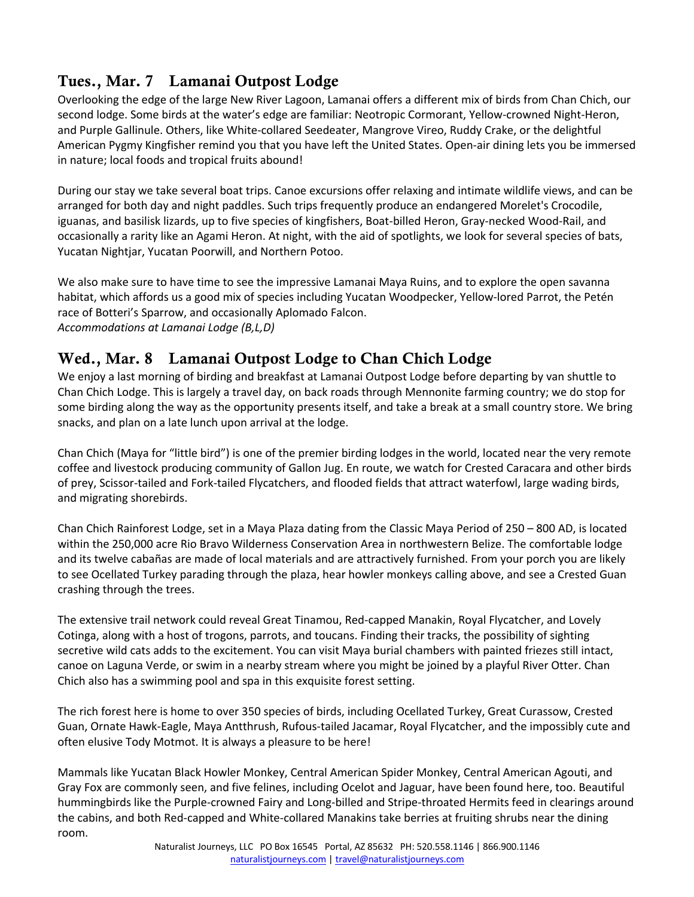## Tues., Mar. 7 Lamanai Outpost Lodge

Overlooking the edge of the large New River Lagoon, Lamanai offers a different mix of birds from Chan Chich, our second lodge. Some birds at the water's edge are familiar: Neotropic Cormorant, Yellow-crowned Night-Heron, and Purple Gallinule. Others, like White-collared Seedeater, Mangrove Vireo, Ruddy Crake, or the delightful American Pygmy Kingfisher remind you that you have left the United States. Open-air dining lets you be immersed in nature; local foods and tropical fruits abound!

During our stay we take several boat trips. Canoe excursions offer relaxing and intimate wildlife views, and can be arranged for both day and night paddles. Such trips frequently produce an endangered Morelet's Crocodile, iguanas, and basilisk lizards, up to five species of kingfishers, Boat-billed Heron, Gray-necked Wood-Rail, and occasionally a rarity like an Agami Heron. At night, with the aid of spotlights, we look for several species of bats, Yucatan Nightjar, Yucatan Poorwill, and Northern Potoo.

We also make sure to have time to see the impressive Lamanai Maya Ruins, and to explore the open savanna habitat, which affords us a good mix of species including Yucatan Woodpecker, Yellow-lored Parrot, the Petén race of Botteri's Sparrow, and occasionally Aplomado Falcon.
*Accommodations at Lamanai Lodge (B,L,D)*

## Wed., Mar. 8 Lamanai Outpost Lodge to Chan Chich Lodge

We enjoy a last morning of birding and breakfast at Lamanai Outpost Lodge before departing by van shuttle to Chan Chich Lodge. This is largely a travel day, on back roads through Mennonite farming country; we do stop for some birding along the way as the opportunity presents itself, and take a break at a small country store. We bring snacks, and plan on a late lunch upon arrival at the lodge.

Chan Chich (Maya for "little bird") is one of the premier birding lodges in the world, located near the very remote coffee and livestock producing community of Gallon Jug. En route, we watch for Crested Caracara and other birds of prey, Scissor-tailed and Fork-tailed Flycatchers, and flooded fields that attract waterfowl, large wading birds, and migrating shorebirds.

Chan Chich Rainforest Lodge, set in a Maya Plaza dating from the Classic Maya Period of 250 – 800 AD, is located within the 250,000 acre Rio Bravo Wilderness Conservation Area in northwestern Belize. The comfortable lodge and its twelve cabañas are made of local materials and are attractively furnished. From your porch you are likely to see Ocellated Turkey parading through the plaza, hear howler monkeys calling above, and see a Crested Guan crashing through the trees.

The extensive trail network could reveal Great Tinamou, Red-capped Manakin, Royal Flycatcher, and Lovely Cotinga, along with a host of trogons, parrots, and toucans. Finding their tracks, the possibility of sighting secretive wild cats adds to the excitement. You can visit Maya burial chambers with painted friezes still intact, canoe on Laguna Verde, or swim in a nearby stream where you might be joined by a playful River Otter. Chan Chich also has a swimming pool and spa in this exquisite forest setting.

The rich forest here is home to over 350 species of birds, including Ocellated Turkey, Great Curassow, Crested Guan, Ornate Hawk-Eagle, Maya Antthrush, Rufous-tailed Jacamar, Royal Flycatcher, and the impossibly cute and often elusive Tody Motmot. It is always a pleasure to be here!

Mammals like Yucatan Black Howler Monkey, Central American Spider Monkey, Central American Agouti, and Gray Fox are commonly seen, and five felines, including Ocelot and Jaguar, have been found here, too. Beautiful hummingbirds like the Purple-crowned Fairy and Long-billed and Stripe-throated Hermits feed in clearings around the cabins, and both Red-capped and White-collared Manakins take berries at fruiting shrubs near the dining room.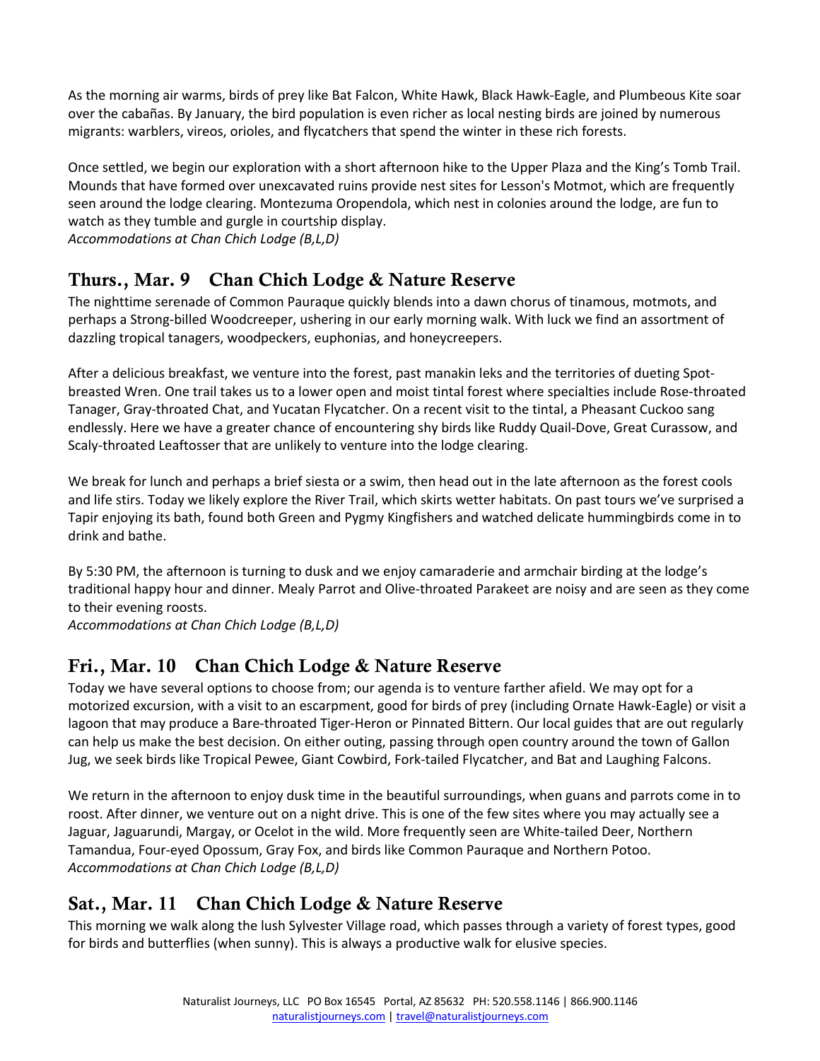As the morning air warms, birds of prey like Bat Falcon, White Hawk, Black Hawk-Eagle, and Plumbeous Kite soar over the cabañas. By January, the bird population is even richer as local nesting birds are joined by numerous migrants: warblers, vireos, orioles, and flycatchers that spend the winter in these rich forests.

Once settled, we begin our exploration with a short afternoon hike to the Upper Plaza and the King's Tomb Trail. Mounds that have formed over unexcavated ruins provide nest sites for Lesson's Motmot, which are frequently seen around the lodge clearing. Montezuma Oropendola, which nest in colonies around the lodge, are fun to watch as they tumble and gurgle in courtship display.
*Accommodations at Chan Chich Lodge (B,L,D)*

## Thurs., Mar. 9 Chan Chich Lodge & Nature Reserve

The nighttime serenade of Common Pauraque quickly blends into a dawn chorus of tinamous, motmots, and perhaps a Strong-billed Woodcreeper, ushering in our early morning walk. With luck we find an assortment of dazzling tropical tanagers, woodpeckers, euphonias, and honeycreepers.

After a delicious breakfast, we venture into the forest, past manakin leks and the territories of dueting Spot-breasted Wren. One trail takes us to a lower open and moist tintal forest where specialties include Rose-throated Tanager, Gray-throated Chat, and Yucatan Flycatcher. On a recent visit to the tintal, a Pheasant Cuckoo sang endlessly. Here we have a greater chance of encountering shy birds like Ruddy Quail-Dove, Great Curassow, and Scaly-throated Leaftosser that are unlikely to venture into the lodge clearing.

We break for lunch and perhaps a brief siesta or a swim, then head out in the late afternoon as the forest cools and life stirs. Today we likely explore the River Trail, which skirts wetter habitats. On past tours we've surprised a Tapir enjoying its bath, found both Green and Pygmy Kingfishers and watched delicate hummingbirds come in to drink and bathe.

By 5:30 PM, the afternoon is turning to dusk and we enjoy camaraderie and armchair birding at the lodge's traditional happy hour and dinner. Mealy Parrot and Olive-throated Parakeet are noisy and are seen as they come to their evening roosts.
*Accommodations at Chan Chich Lodge (B,L,D)*

## Fri., Mar. 10 Chan Chich Lodge & Nature Reserve

Today we have several options to choose from; our agenda is to venture farther afield. We may opt for a motorized excursion, with a visit to an escarpment, good for birds of prey (including Ornate Hawk-Eagle) or visit a lagoon that may produce a Bare-throated Tiger-Heron or Pinnated Bittern. Our local guides that are out regularly can help us make the best decision. On either outing, passing through open country around the town of Gallon Jug, we seek birds like Tropical Pewee, Giant Cowbird, Fork-tailed Flycatcher, and Bat and Laughing Falcons.

We return in the afternoon to enjoy dusk time in the beautiful surroundings, when guans and parrots come in to roost. After dinner, we venture out on a night drive. This is one of the few sites where you may actually see a Jaguar, Jaguarundi, Margay, or Ocelot in the wild. More frequently seen are White-tailed Deer, Northern Tamandua, Four-eyed Opossum, Gray Fox, and birds like Common Pauraque and Northern Potoo.
*Accommodations at Chan Chich Lodge (B,L,D)*

## Sat., Mar. 11 Chan Chich Lodge & Nature Reserve

This morning we walk along the lush Sylvester Village road, which passes through a variety of forest types, good for birds and butterflies (when sunny). This is always a productive walk for elusive species.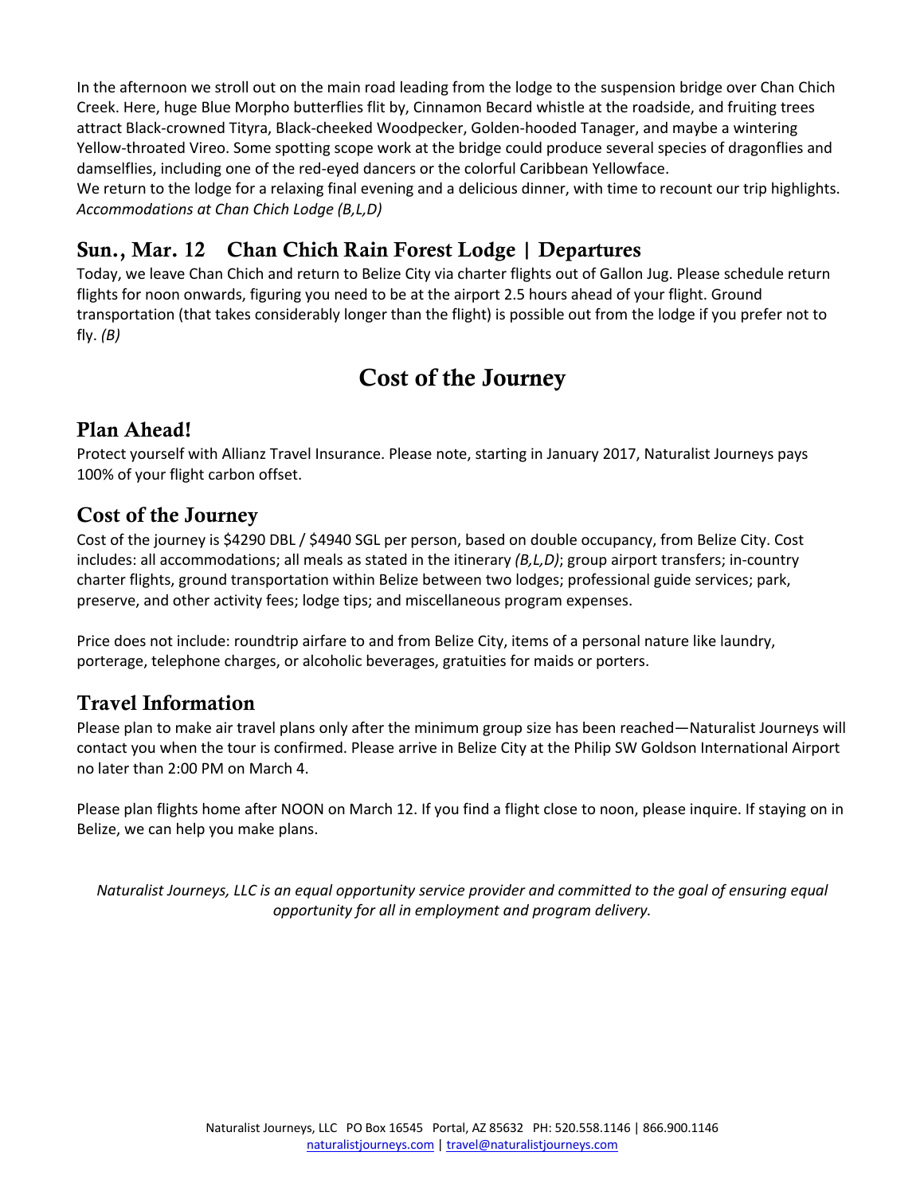In the afternoon we stroll out on the main road leading from the lodge to the suspension bridge over Chan Chich Creek. Here, huge Blue Morpho butterflies flit by, Cinnamon Becard whistle at the roadside, and fruiting trees attract Black-crowned Tityra, Black-cheeked Woodpecker, Golden-hooded Tanager, and maybe a wintering Yellow-throated Vireo. Some spotting scope work at the bridge could produce several species of dragonflies and damselflies, including one of the red-eyed dancers or the colorful Caribbean Yellowface.
We return to the lodge for a relaxing final evening and a delicious dinner, with time to recount our trip highlights.
*Accommodations at Chan Chich Lodge (B,L,D)*

## Sun., Mar. 12 Chan Chich Rain Forest Lodge | Departures

Today, we leave Chan Chich and return to Belize City via charter flights out of Gallon Jug. Please schedule return flights for noon onwards, figuring you need to be at the airport 2.5 hours ahead of your flight. Ground transportation (that takes considerably longer than the flight) is possible out from the lodge if you prefer not to fly. *(B)*

# Cost of the Journey

## Plan Ahead!

Protect yourself with Allianz Travel Insurance. Please note, starting in January 2017, Naturalist Journeys pays 100% of your flight carbon offset.

## Cost of the Journey

Cost of the journey is $4290 DBL / $4940 SGL per person, based on double occupancy, from Belize City. Cost includes: all accommodations; all meals as stated in the itinerary *(B,L,D)*; group airport transfers; in-country charter flights, ground transportation within Belize between two lodges; professional guide services; park, preserve, and other activity fees; lodge tips; and miscellaneous program expenses.

Price does not include: roundtrip airfare to and from Belize City, items of a personal nature like laundry, porterage, telephone charges, or alcoholic beverages, gratuities for maids or porters.

## Travel Information

Please plan to make air travel plans only after the minimum group size has been reached—Naturalist Journeys will contact you when the tour is confirmed. Please arrive in Belize City at the Philip SW Goldson International Airport no later than 2:00 PM on March 4.

Please plan flights home after NOON on March 12. If you find a flight close to noon, please inquire. If staying on in Belize, we can help you make plans.

*Naturalist Journeys, LLC is an equal opportunity service provider and committed to the goal of ensuring equal opportunity for all in employment and program delivery.*

Naturalist Journeys, LLC PO Box 16545 Portal, AZ 85632 PH: 520.558.1146 | 866.900.1146
naturalistjourneys.com | travel@naturalistjourneys.com